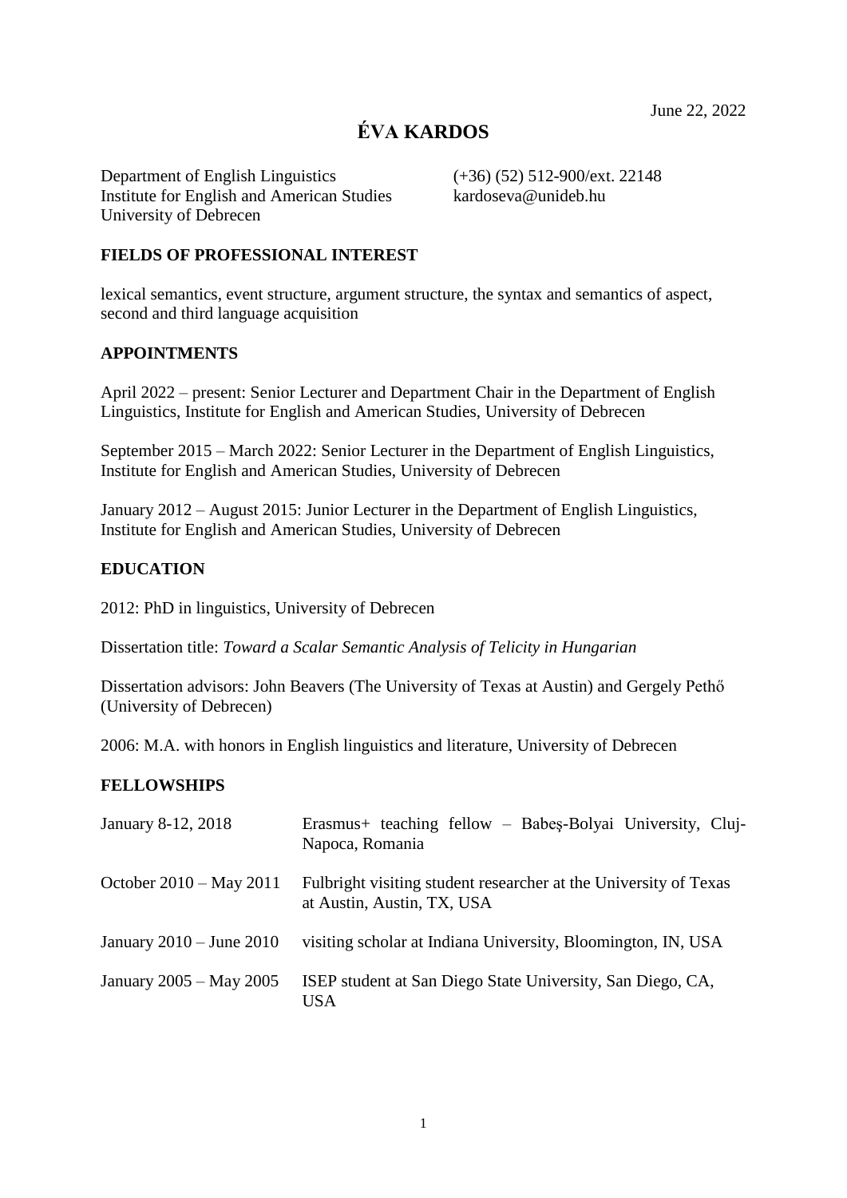June 22, 2022

# ÉVA KARDOS

Department of English Linguistics
Institute for English and American Studies
University of Debrecen

(+36) (52) 512-900/ext. 22148
kardoseva@unideb.hu

## FIELDS OF PROFESSIONAL INTEREST

lexical semantics, event structure, argument structure, the syntax and semantics of aspect, second and third language acquisition

## APPOINTMENTS

April 2022 – present: Senior Lecturer and Department Chair in the Department of English Linguistics, Institute for English and American Studies, University of Debrecen

September 2015 – March 2022: Senior Lecturer in the Department of English Linguistics, Institute for English and American Studies, University of Debrecen

January 2012 – August 2015: Junior Lecturer in the Department of English Linguistics, Institute for English and American Studies, University of Debrecen

## EDUCATION

2012: PhD in linguistics, University of Debrecen

Dissertation title: *Toward a Scalar Semantic Analysis of Telicity in Hungarian*

Dissertation advisors: John Beavers (The University of Texas at Austin) and Gergely Pethő (University of Debrecen)

2006: M.A. with honors in English linguistics and literature, University of Debrecen

## FELLOWSHIPS

| | |
|---|---|
| January 8-12, 2018 | Erasmus+ teaching fellow – Babeş-Bolyai University, Cluj-Napoca, Romania |
| October 2010 – May 2011 | Fulbright visiting student researcher at the University of Texas at Austin, Austin, TX, USA |
| January 2010 – June 2010 | visiting scholar at Indiana University, Bloomington, IN, USA |
| January 2005 – May 2005 | ISEP student at San Diego State University, San Diego, CA, USA |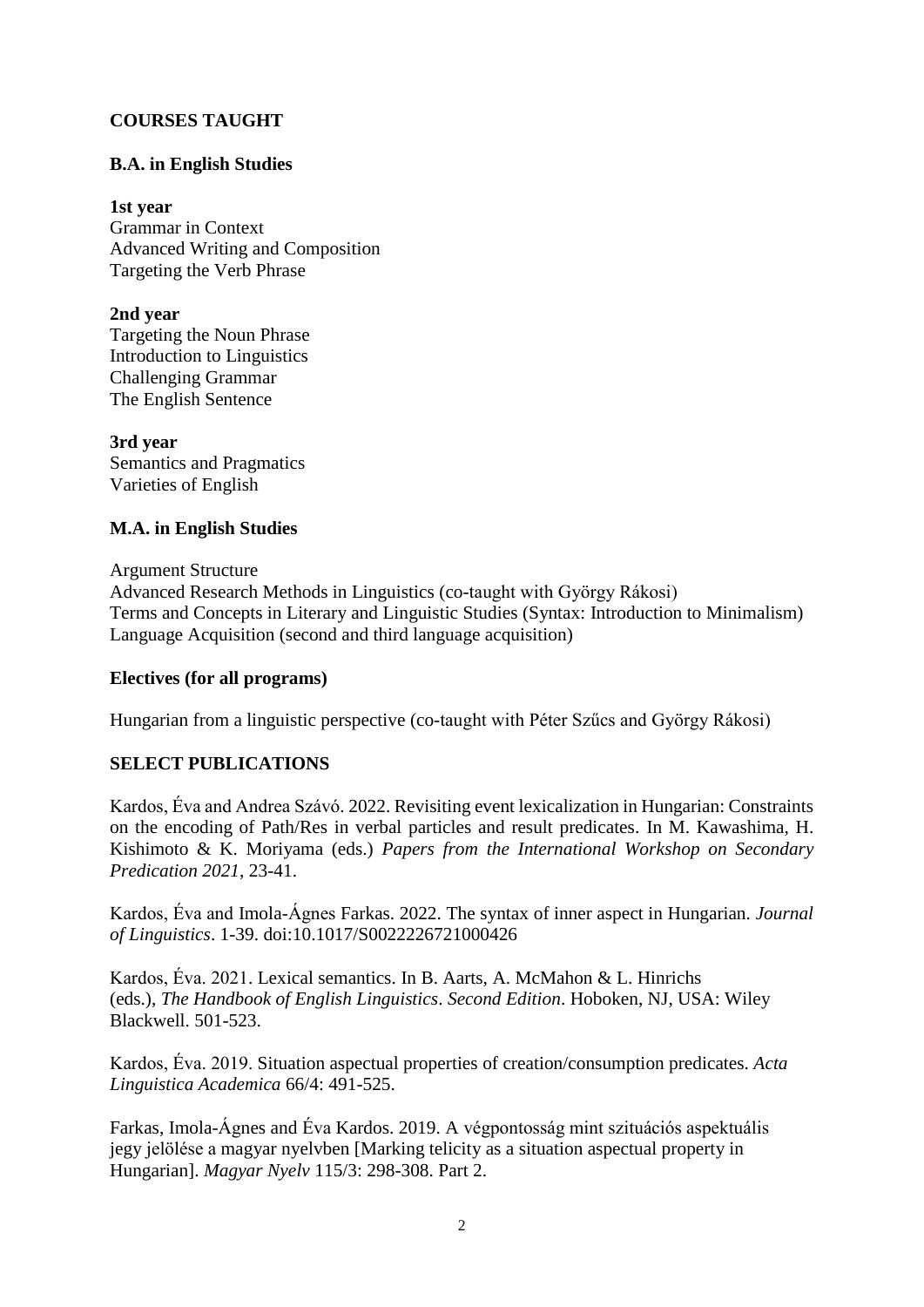## COURSES TAUGHT

### B.A. in English Studies

**1st year**
Grammar in Context
Advanced Writing and Composition
Targeting the Verb Phrase

**2nd year**
Targeting the Noun Phrase
Introduction to Linguistics
Challenging Grammar
The English Sentence

**3rd year**
Semantics and Pragmatics
Varieties of English

### M.A. in English Studies

Argument Structure
Advanced Research Methods in Linguistics (co-taught with György Rákosi)
Terms and Concepts in Literary and Linguistic Studies (Syntax: Introduction to Minimalism)
Language Acquisition (second and third language acquisition)

### Electives (for all programs)

Hungarian from a linguistic perspective (co-taught with Péter Szűcs and György Rákosi)

## SELECT PUBLICATIONS

Kardos, Éva and Andrea Szávó. 2022. Revisiting event lexicalization in Hungarian: Constraints on the encoding of Path/Res in verbal particles and result predicates. In M. Kawashima, H. Kishimoto & K. Moriyama (eds.) *Papers from the International Workshop on Secondary Predication 2021*, 23-41.

Kardos, Éva and Imola-Ágnes Farkas. 2022. The syntax of inner aspect in Hungarian. *Journal of Linguistics*. 1-39. doi:10.1017/S0022226721000426

Kardos, Éva. 2021. Lexical semantics. In B. Aarts, A. McMahon & L. Hinrichs (eds.), *The Handbook of English Linguistics*. *Second Edition*. Hoboken, NJ, USA: Wiley Blackwell. 501-523.

Kardos, Éva. 2019. Situation aspectual properties of creation/consumption predicates. *Acta Linguistica Academica* 66/4: 491-525.

Farkas, Imola-Ágnes and Éva Kardos. 2019. A végpontosság mint szituációs aspektuális jegy jelölése a magyar nyelvben [Marking telicity as a situation aspectual property in Hungarian]. *Magyar Nyelv* 115/3: 298-308. Part 2.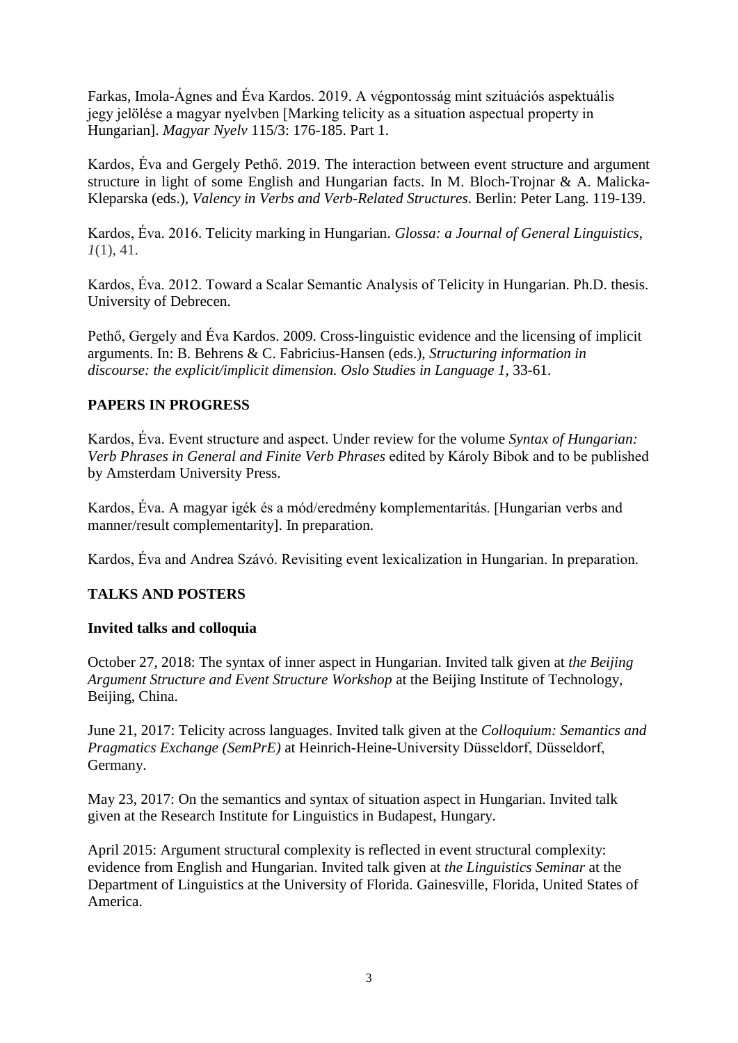Farkas, Imola-Ágnes and Éva Kardos. 2019. A végpontosság mint szituációs aspektuális jegy jelölése a magyar nyelvben [Marking telicity as a situation aspectual property in Hungarian]. *Magyar Nyelv* 115/3: 176-185. Part 1.

Kardos, Éva and Gergely Pethő. 2019. The interaction between event structure and argument structure in light of some English and Hungarian facts. In M. Bloch-Trojnar & A. Malicka-Kleparska (eds.), *Valency in Verbs and Verb-Related Structures*. Berlin: Peter Lang. 119-139.

Kardos, Éva. 2016. Telicity marking in Hungarian. *Glossa: a Journal of General Linguistics*, *1*(1), 41.

Kardos, Éva. 2012. Toward a Scalar Semantic Analysis of Telicity in Hungarian. Ph.D. thesis. University of Debrecen.

Pethő, Gergely and Éva Kardos. 2009. Cross-linguistic evidence and the licensing of implicit arguments. In: B. Behrens & C. Fabricius-Hansen (eds.), *Structuring information in discourse: the explicit/implicit dimension. Oslo Studies in Language 1*, 33-61.

## PAPERS IN PROGRESS

Kardos, Éva. Event structure and aspect. Under review for the volume *Syntax of Hungarian: Verb Phrases in General and Finite Verb Phrases* edited by Károly Bibok and to be published by Amsterdam University Press.

Kardos, Éva. A magyar igék és a mód/eredmény komplementaritás. [Hungarian verbs and manner/result complementarity]. In preparation.

Kardos, Éva and Andrea Szávó. Revisiting event lexicalization in Hungarian. In preparation.

## TALKS AND POSTERS

### Invited talks and colloquia

October 27, 2018: The syntax of inner aspect in Hungarian. Invited talk given at *the Beijing Argument Structure and Event Structure Workshop* at the Beijing Institute of Technology, Beijing, China.

June 21, 2017: Telicity across languages. Invited talk given at the *Colloquium: Semantics and Pragmatics Exchange (SemPrE)* at Heinrich-Heine-University Düsseldorf, Düsseldorf, Germany.

May 23, 2017: On the semantics and syntax of situation aspect in Hungarian. Invited talk given at the Research Institute for Linguistics in Budapest, Hungary.

April 2015: Argument structural complexity is reflected in event structural complexity: evidence from English and Hungarian. Invited talk given at *the Linguistics Seminar* at the Department of Linguistics at the University of Florida. Gainesville, Florida, United States of America.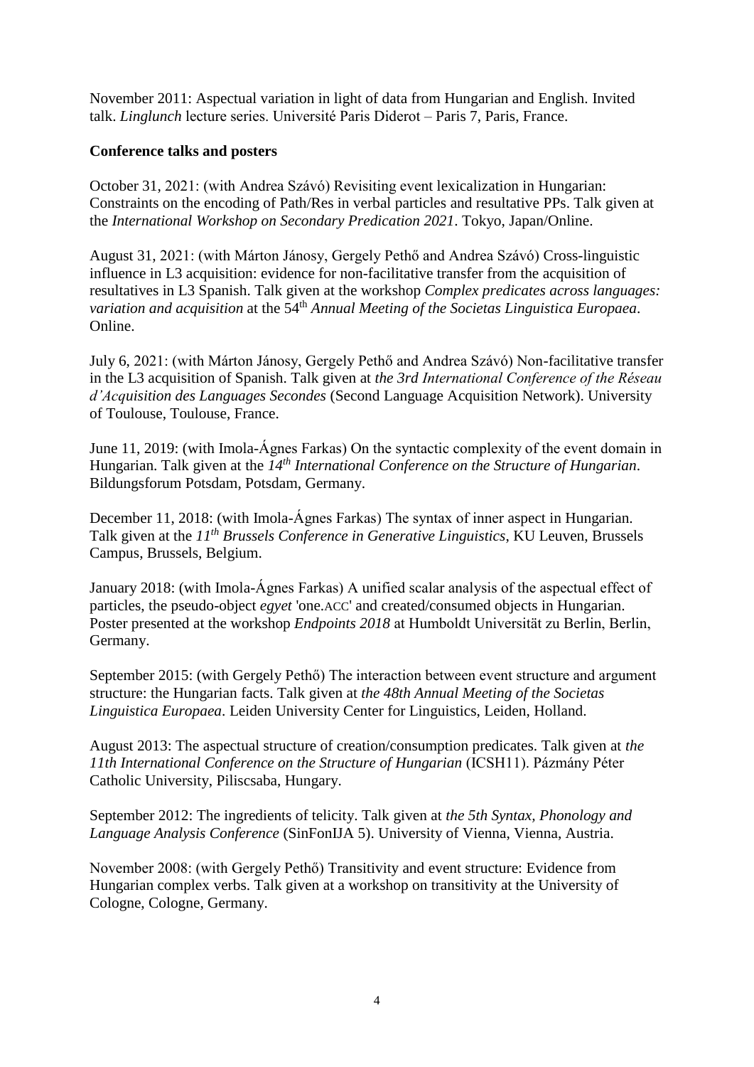November 2011: Aspectual variation in light of data from Hungarian and English. Invited talk. *Linglunch* lecture series. Université Paris Diderot – Paris 7, Paris, France.

**Conference talks and posters**

October 31, 2021: (with Andrea Szávó) Revisiting event lexicalization in Hungarian: Constraints on the encoding of Path/Res in verbal particles and resultative PPs. Talk given at the *International Workshop on Secondary Predication 2021*. Tokyo, Japan/Online.

August 31, 2021: (with Márton Jánosy, Gergely Pethő and Andrea Szávó) Cross-linguistic influence in L3 acquisition: evidence for non-facilitative transfer from the acquisition of resultatives in L3 Spanish. Talk given at the workshop *Complex predicates across languages: variation and acquisition* at the 54th *Annual Meeting of the Societas Linguistica Europaea*. Online.

July 6, 2021: (with Márton Jánosy, Gergely Pethő and Andrea Szávó) Non-facilitative transfer in the L3 acquisition of Spanish. Talk given at *the 3rd International Conference of the Réseau d'Acquisition des Languages Secondes* (Second Language Acquisition Network). University of Toulouse, Toulouse, France.

June 11, 2019: (with Imola-Ágnes Farkas) On the syntactic complexity of the event domain in Hungarian. Talk given at the *14th International Conference on the Structure of Hungarian*. Bildungsforum Potsdam, Potsdam, Germany.

December 11, 2018: (with Imola-Ágnes Farkas) The syntax of inner aspect in Hungarian. Talk given at the *11th Brussels Conference in Generative Linguistics*, KU Leuven, Brussels Campus, Brussels, Belgium.

January 2018: (with Imola-Ágnes Farkas) A unified scalar analysis of the aspectual effect of particles, the pseudo-object *egyet* 'one.ACC' and created/consumed objects in Hungarian. Poster presented at the workshop *Endpoints 2018* at Humboldt Universität zu Berlin, Berlin, Germany.

September 2015: (with Gergely Pethő) The interaction between event structure and argument structure: the Hungarian facts. Talk given at *the 48th Annual Meeting of the Societas Linguistica Europaea*. Leiden University Center for Linguistics, Leiden, Holland.

August 2013: The aspectual structure of creation/consumption predicates. Talk given at *the 11th International Conference on the Structure of Hungarian* (ICSH11). Pázmány Péter Catholic University, Piliscsaba, Hungary.

September 2012: The ingredients of telicity. Talk given at *the 5th Syntax, Phonology and Language Analysis Conference* (SinFonIJA 5). University of Vienna, Vienna, Austria.

November 2008: (with Gergely Pethő) Transitivity and event structure: Evidence from Hungarian complex verbs. Talk given at a workshop on transitivity at the University of Cologne, Cologne, Germany.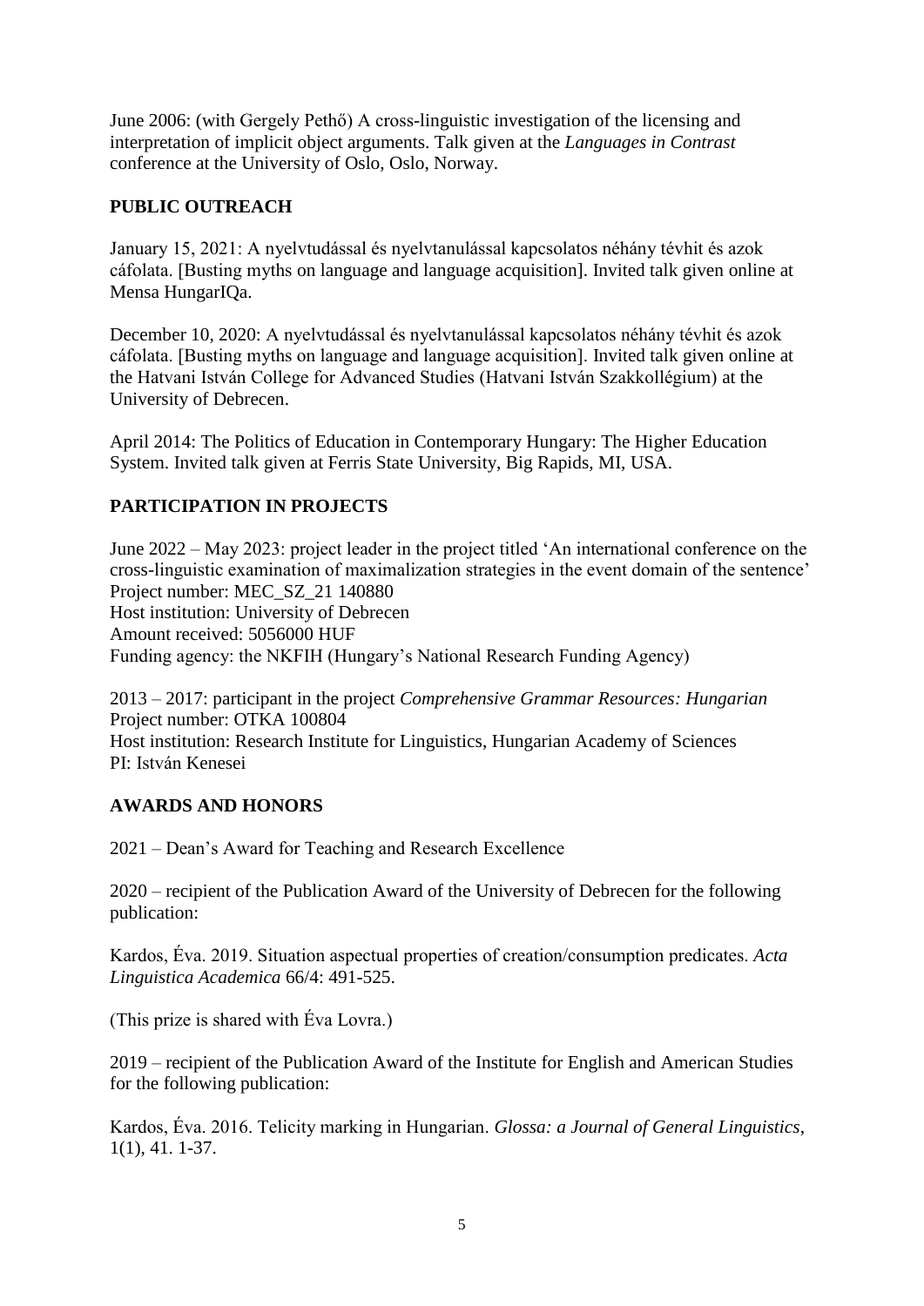June 2006: (with Gergely Pethő) A cross-linguistic investigation of the licensing and interpretation of implicit object arguments. Talk given at the *Languages in Contrast* conference at the University of Oslo, Oslo, Norway.

## PUBLIC OUTREACH

January 15, 2021: A nyelvtudással és nyelvtanulással kapcsolatos néhány tévhit és azok cáfolata. [Busting myths on language and language acquisition]. Invited talk given online at Mensa HungarIQa.

December 10, 2020: A nyelvtudással és nyelvtanulással kapcsolatos néhány tévhit és azok cáfolata. [Busting myths on language and language acquisition]. Invited talk given online at the Hatvani István College for Advanced Studies (Hatvani István Szakkollégium) at the University of Debrecen.

April 2014: The Politics of Education in Contemporary Hungary: The Higher Education System. Invited talk given at Ferris State University, Big Rapids, MI, USA.

## PARTICIPATION IN PROJECTS

June 2022 – May 2023: project leader in the project titled 'An international conference on the cross-linguistic examination of maximalization strategies in the event domain of the sentence'
Project number: MEC_SZ_21 140880
Host institution: University of Debrecen
Amount received: 5056000 HUF
Funding agency: the NKFIH (Hungary's National Research Funding Agency)

2013 – 2017: participant in the project *Comprehensive Grammar Resources: Hungarian*
Project number: OTKA 100804
Host institution: Research Institute for Linguistics, Hungarian Academy of Sciences
PI: István Kenesei

## AWARDS AND HONORS

2021 – Dean's Award for Teaching and Research Excellence

2020 – recipient of the Publication Award of the University of Debrecen for the following publication:

Kardos, Éva. 2019. Situation aspectual properties of creation/consumption predicates. *Acta Linguistica Academica* 66/4: 491-525.

(This prize is shared with Éva Lovra.)

2019 – recipient of the Publication Award of the Institute for English and American Studies for the following publication:

Kardos, Éva. 2016. Telicity marking in Hungarian. *Glossa: a Journal of General Linguistics*, 1(1), 41. 1-37.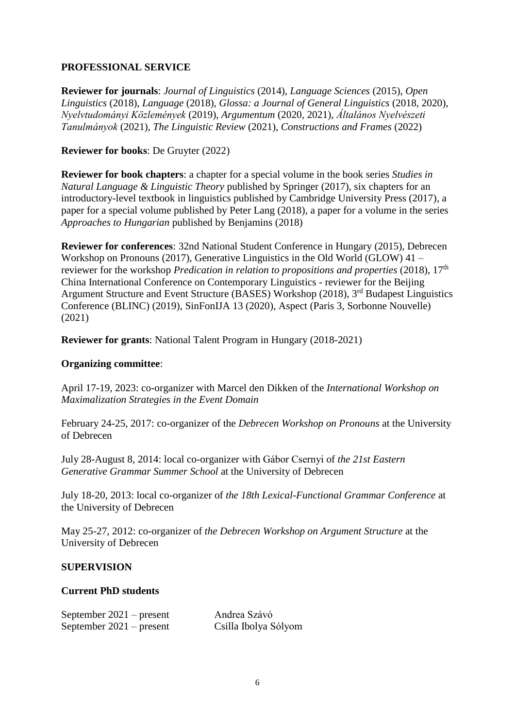## PROFESSIONAL SERVICE

**Reviewer for journals**: *Journal of Linguistics* (2014), *Language Sciences* (2015), *Open Linguistics* (2018), *Language* (2018), *Glossa: a Journal of General Linguistics* (2018, 2020), *Nyelvtudományi Közlemények* (2019), *Argumentum* (2020, 2021), *Általános Nyelvészeti Tanulmányok* (2021), *The Linguistic Review* (2021), *Constructions and Frames* (2022)

**Reviewer for books**: De Gruyter (2022)

**Reviewer for book chapters**: a chapter for a special volume in the book series *Studies in Natural Language & Linguistic Theory* published by Springer (2017), six chapters for an introductory-level textbook in linguistics published by Cambridge University Press (2017), a paper for a special volume published by Peter Lang (2018), a paper for a volume in the series *Approaches to Hungarian* published by Benjamins (2018)

**Reviewer for conferences**: 32nd National Student Conference in Hungary (2015), Debrecen Workshop on Pronouns (2017), Generative Linguistics in the Old World (GLOW) 41 – reviewer for the workshop *Predication in relation to propositions and properties* (2018), 17th China International Conference on Contemporary Linguistics - reviewer for the Beijing Argument Structure and Event Structure (BASES) Workshop (2018), 3rd Budapest Linguistics Conference (BLINC) (2019), SinFonIJA 13 (2020), Aspect (Paris 3, Sorbonne Nouvelle) (2021)

**Reviewer for grants**: National Talent Program in Hungary (2018-2021)

**Organizing committee**:

April 17-19, 2023: co-organizer with Marcel den Dikken of the *International Workshop on Maximalization Strategies in the Event Domain*

February 24-25, 2017: co-organizer of the *Debrecen Workshop on Pronouns* at the University of Debrecen

July 28-August 8, 2014: local co-organizer with Gábor Csernyi of *the 21st Eastern Generative Grammar Summer School* at the University of Debrecen

July 18-20, 2013: local co-organizer of *the 18th Lexical-Functional Grammar Conference* at the University of Debrecen

May 25-27, 2012: co-organizer of *the Debrecen Workshop on Argument Structure* at the University of Debrecen

## SUPERVISION

### Current PhD students

September 2021 – present   Andrea Szávó
September 2021 – present   Csilla Ibolya Sólyom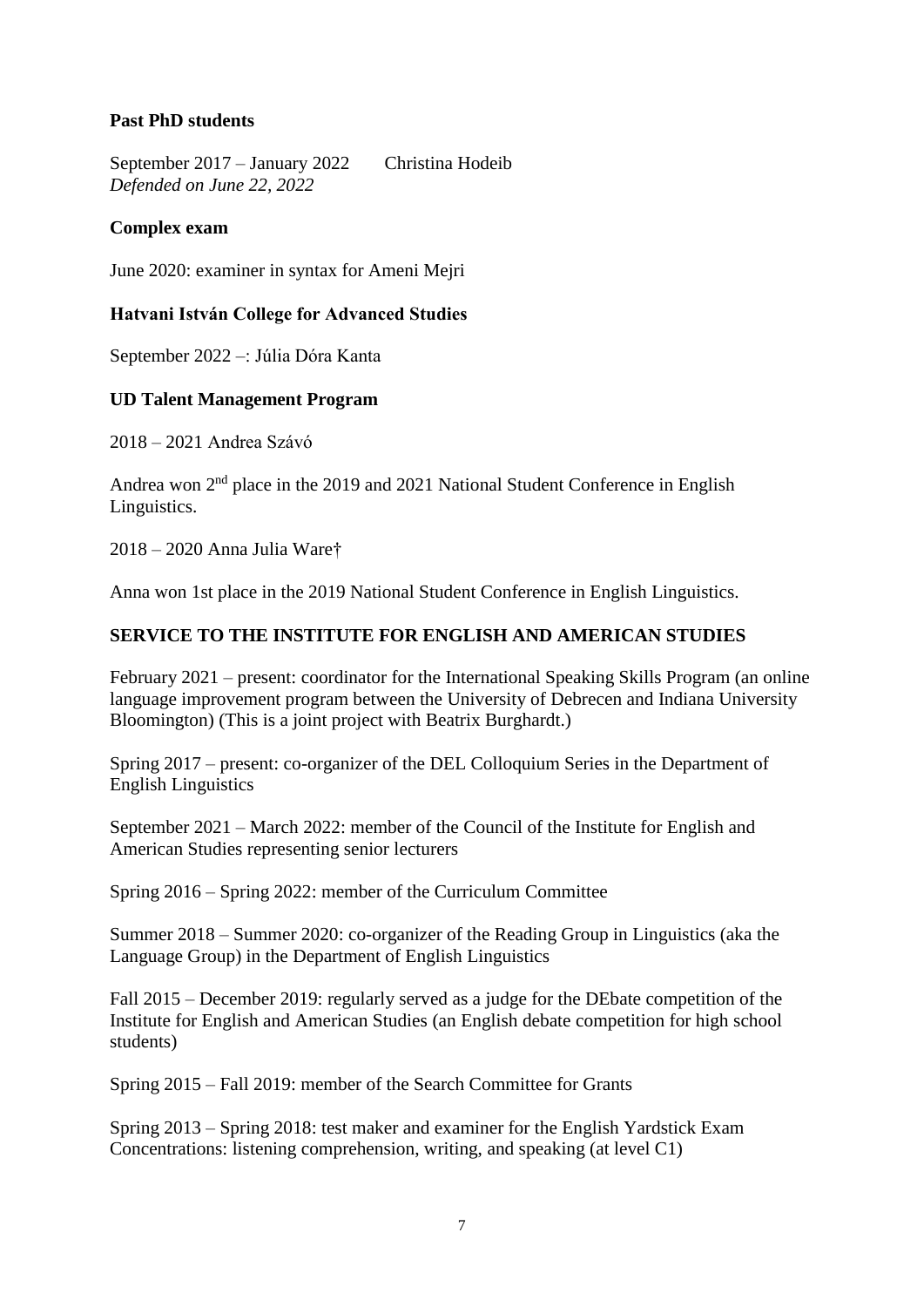**Past PhD students**

September 2017 – January 2022 Christina Hodeib
*Defended on June 22, 2022*

**Complex exam**

June 2020: examiner in syntax for Ameni Mejri

**Hatvani István College for Advanced Studies**

September 2022 –: Júlia Dóra Kanta

**UD Talent Management Program**

2018 – 2021 Andrea Szávó

Andrea won 2nd place in the 2019 and 2021 National Student Conference in English Linguistics.

2018 – 2020 Anna Julia Ware†

Anna won 1st place in the 2019 National Student Conference in English Linguistics.

## SERVICE TO THE INSTITUTE FOR ENGLISH AND AMERICAN STUDIES

February 2021 – present: coordinator for the International Speaking Skills Program (an online language improvement program between the University of Debrecen and Indiana University Bloomington) (This is a joint project with Beatrix Burghardt.)

Spring 2017 – present: co-organizer of the DEL Colloquium Series in the Department of English Linguistics

September 2021 – March 2022: member of the Council of the Institute for English and American Studies representing senior lecturers

Spring 2016 – Spring 2022: member of the Curriculum Committee

Summer 2018 – Summer 2020: co-organizer of the Reading Group in Linguistics (aka the Language Group) in the Department of English Linguistics

Fall 2015 – December 2019: regularly served as a judge for the DEbate competition of the Institute for English and American Studies (an English debate competition for high school students)

Spring 2015 – Fall 2019: member of the Search Committee for Grants

Spring 2013 – Spring 2018: test maker and examiner for the English Yardstick Exam
Concentrations: listening comprehension, writing, and speaking (at level C1)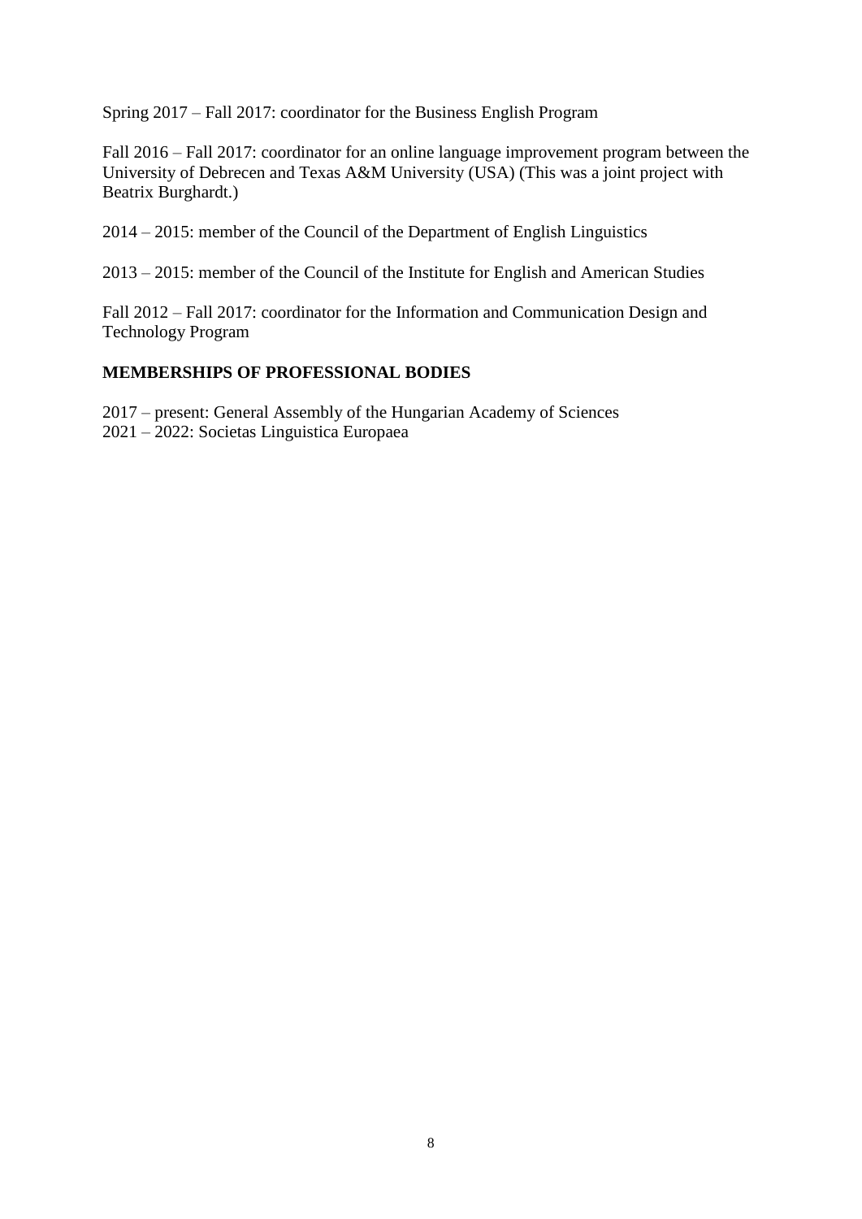Spring 2017 – Fall 2017: coordinator for the Business English Program

Fall 2016 – Fall 2017: coordinator for an online language improvement program between the University of Debrecen and Texas A&M University (USA) (This was a joint project with Beatrix Burghardt.)

2014 – 2015: member of the Council of the Department of English Linguistics

2013 – 2015: member of the Council of the Institute for English and American Studies

Fall 2012 – Fall 2017: coordinator for the Information and Communication Design and Technology Program

## MEMBERSHIPS OF PROFESSIONAL BODIES

2017 – present: General Assembly of the Hungarian Academy of Sciences
2021 – 2022: Societas Linguistica Europaea